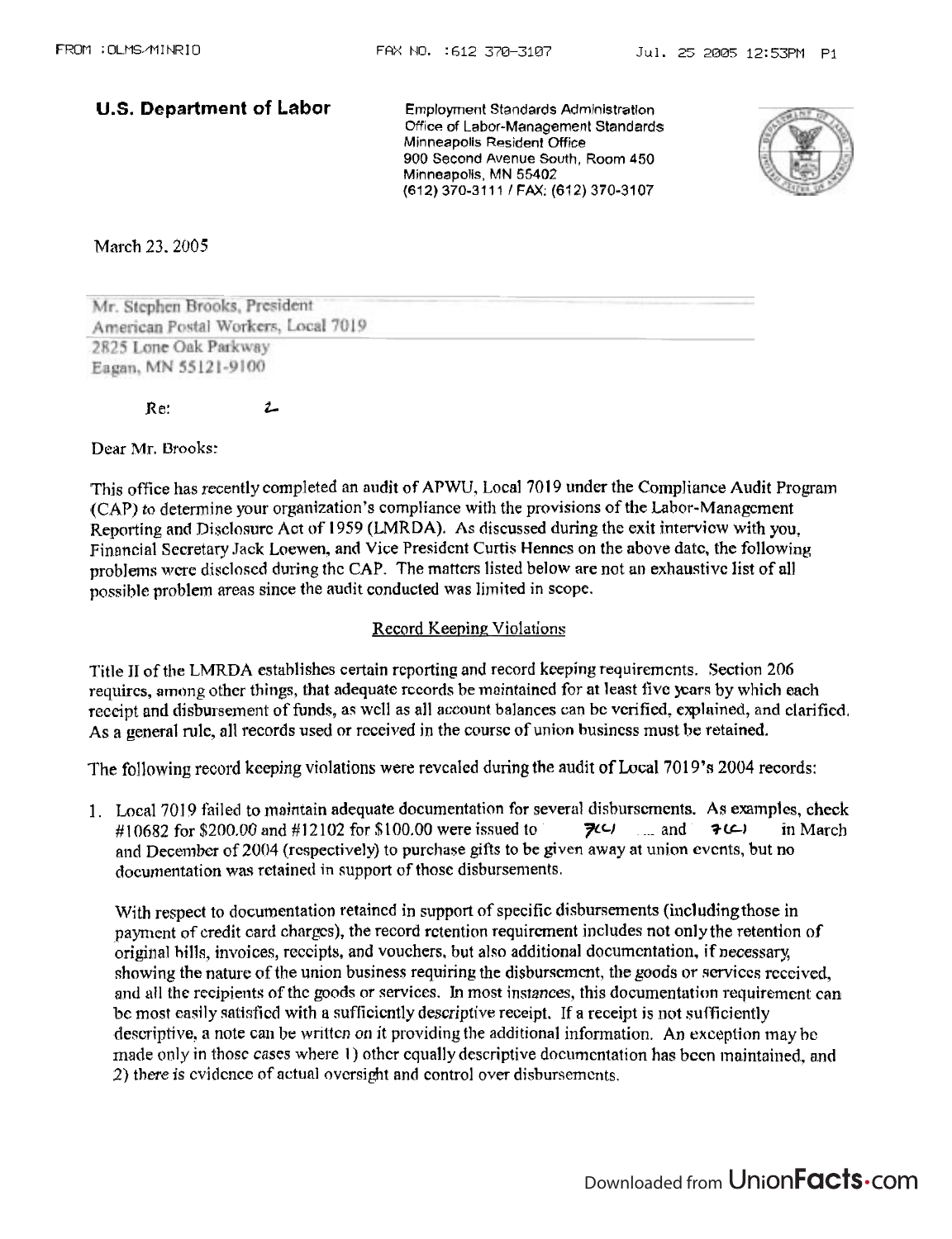**U.S. Department of Labor**

Employment Standards Administration
Office of Labor-Management Standards
Minneapolis Resident Office
900 Second Avenue South, Room 450
Minneapolis, MN 55402
(612) 370-3111 / FAX: (612) 370-3107

March 23, 2005

Mr. Stephen Brooks, President
American Postal Workers, Local 7019
2825 Lone Oak Parkway
Eagan, MN 55121-9100

Re: 2

Dear Mr. Brooks:

This office has recently completed an audit of APWU, Local 7019 under the Compliance Audit Program (CAP) to determine your organization's compliance with the provisions of the Labor-Management Reporting and Disclosure Act of 1959 (LMRDA). As discussed during the exit interview with you, Financial Secretary Jack Loewen, and Vice President Curtis Hennes on the above date, the following problems were disclosed during the CAP. The matters listed below are not an exhaustive list of all possible problem areas since the audit conducted was limited in scope.

## Record Keeping Violations

Title II of the LMRDA establishes certain reporting and record keeping requirements. Section 206 requires, among other things, that adequate records be maintained for at least five years by which each receipt and disbursement of funds, as well as all account balances can be verified, explained, and clarified. As a general rule, all records used or received in the course of union business must be retained.

The following record keeping violations were revealed during the audit of Local 7019's 2004 records:

1. Local 7019 failed to maintain adequate documentation for several disbursements. As examples, check #10682 for $200.00 and #12102 for $100.00 were issued to 7(c) and 7(c) in March and December of 2004 (respectively) to purchase gifts to be given away at union events, but no documentation was retained in support of those disbursements.

   With respect to documentation retained in support of specific disbursements (including those in payment of credit card charges), the record retention requirement includes not only the retention of original bills, invoices, receipts, and vouchers, but also additional documentation, if necessary, showing the nature of the union business requiring the disbursement, the goods or services received, and all the recipients of the goods or services. In most instances, this documentation requirement can be most easily satisfied with a sufficiently descriptive receipt. If a receipt is not sufficiently descriptive, a note can be written on it providing the additional information. An exception may be made only in those cases where 1) other equally descriptive documentation has been maintained, and 2) there is evidence of actual oversight and control over disbursements.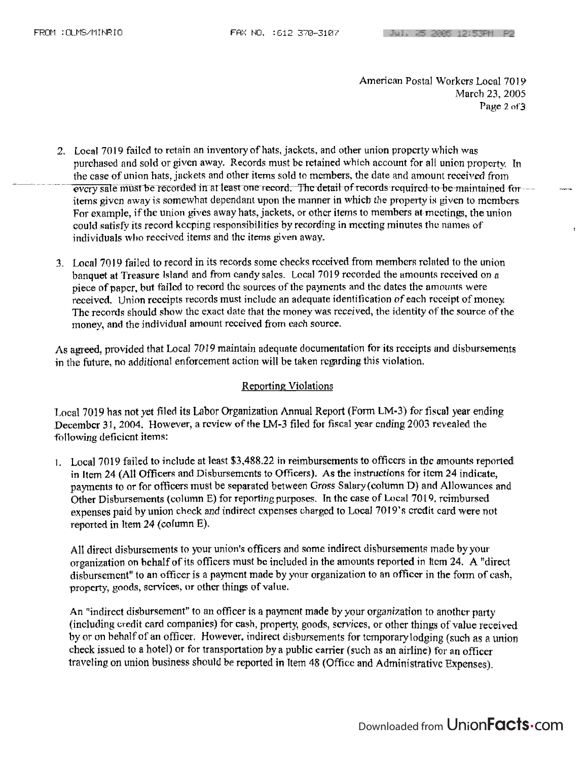American Postal Workers Local 7019
March 23, 2005

2. Local 7019 failed to retain an inventory of hats, jackets, and other union property which was purchased and sold or given away. Records must be retained which account for all union property. In the case of union hats, jackets and other items sold to members, the date and amount received from every sale must be recorded in at least one record. The detail of records required to be maintained for items given away is somewhat dependant upon the manner in which the property is given to members. For example, if the union gives away hats, jackets, or other items to members at meetings, the union could satisfy its record keeping responsibilities by recording in meeting minutes the names of individuals who received items and the items given away.

3. Local 7019 failed to record in its records some checks received from members related to the union banquet at Treasure Island and from candy sales. Local 7019 recorded the amounts received on a piece of paper, but failed to record the sources of the payments and the dates the amounts were received. Union receipts records must include an adequate identification of each receipt of money. The records should show the exact date that the money was received, the identity of the source of the money, and the individual amount received from each source.

As agreed, provided that Local 7019 maintain adequate documentation for its receipts and disbursements in the future, no additional enforcement action will be taken regarding this violation.

## Reporting Violations

Local 7019 has not yet filed its Labor Organization Annual Report (Form LM-3) for fiscal year ending December 31, 2004. However, a review of the LM-3 filed for fiscal year ending 2003 revealed the following deficient items:

1. Local 7019 failed to include at least $3,488.22 in reimbursements to officers in the amounts reported in Item 24 (All Officers and Disbursements to Officers). As the instructions for item 24 indicate, payments to or for officers must be separated between Gross Salary (column D) and Allowances and Other Disbursements (column E) for reporting purposes. In the case of Local 7019, reimbursed expenses paid by union check and indirect expenses charged to Local 7019's credit card were not reported in Item 24 (column E).

   All direct disbursements to your union's officers and some indirect disbursements made by your organization on behalf of its officers must be included in the amounts reported in Item 24. A "direct disbursement" to an officer is a payment made by your organization to an officer in the form of cash, property, goods, services, or other things of value.

   An "indirect disbursement" to an officer is a payment made by your organization to another party (including credit card companies) for cash, property, goods, services, or other things of value received by or on behalf of an officer. However, indirect disbursements for temporary lodging (such as a union check issued to a hotel) or for transportation by a public carrier (such as an airline) for an officer traveling on union business should be reported in Item 48 (Office and Administrative Expenses).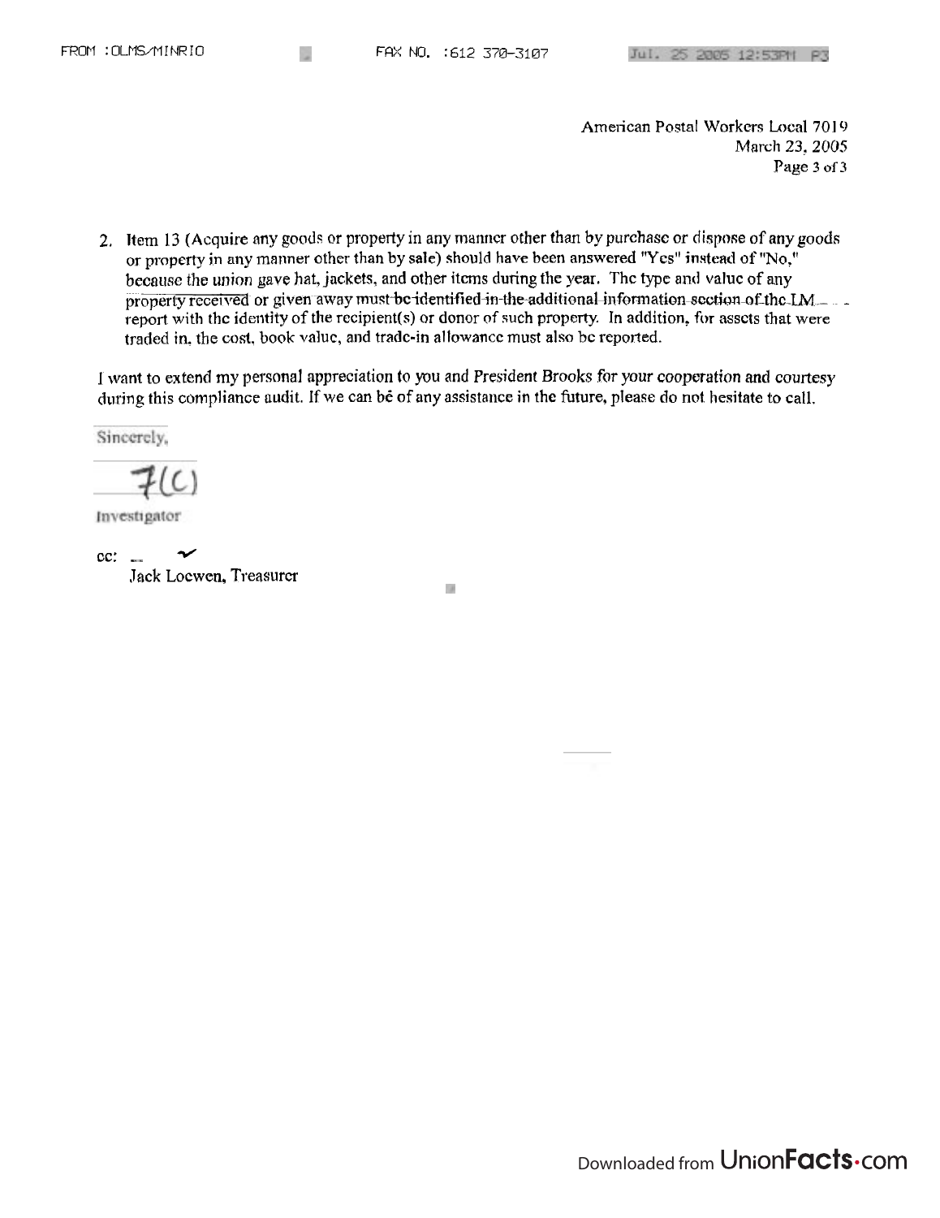American Postal Workers Local 7019
March 23, 2005

2. Item 13 (Acquire any goods or property in any manner other than by purchase or dispose of any goods or property in any manner other than by sale) should have been answered "Yes" instead of "No," because the union gave hat, jackets, and other items during the year. The type and value of any property received or given away must be identified in the additional information section of the LM report with the identity of the recipient(s) or donor of such property. In addition, for assets that were traded in, the cost, book value, and trade-in allowance must also be reported.

I want to extend my personal appreciation to you and President Brooks for your cooperation and courtesy during this compliance audit. If we can be of any assistance in the future, please do not hesitate to call.

Sincerely,

7(C)

Investigator

cc: Jack Loewen, Treasurer